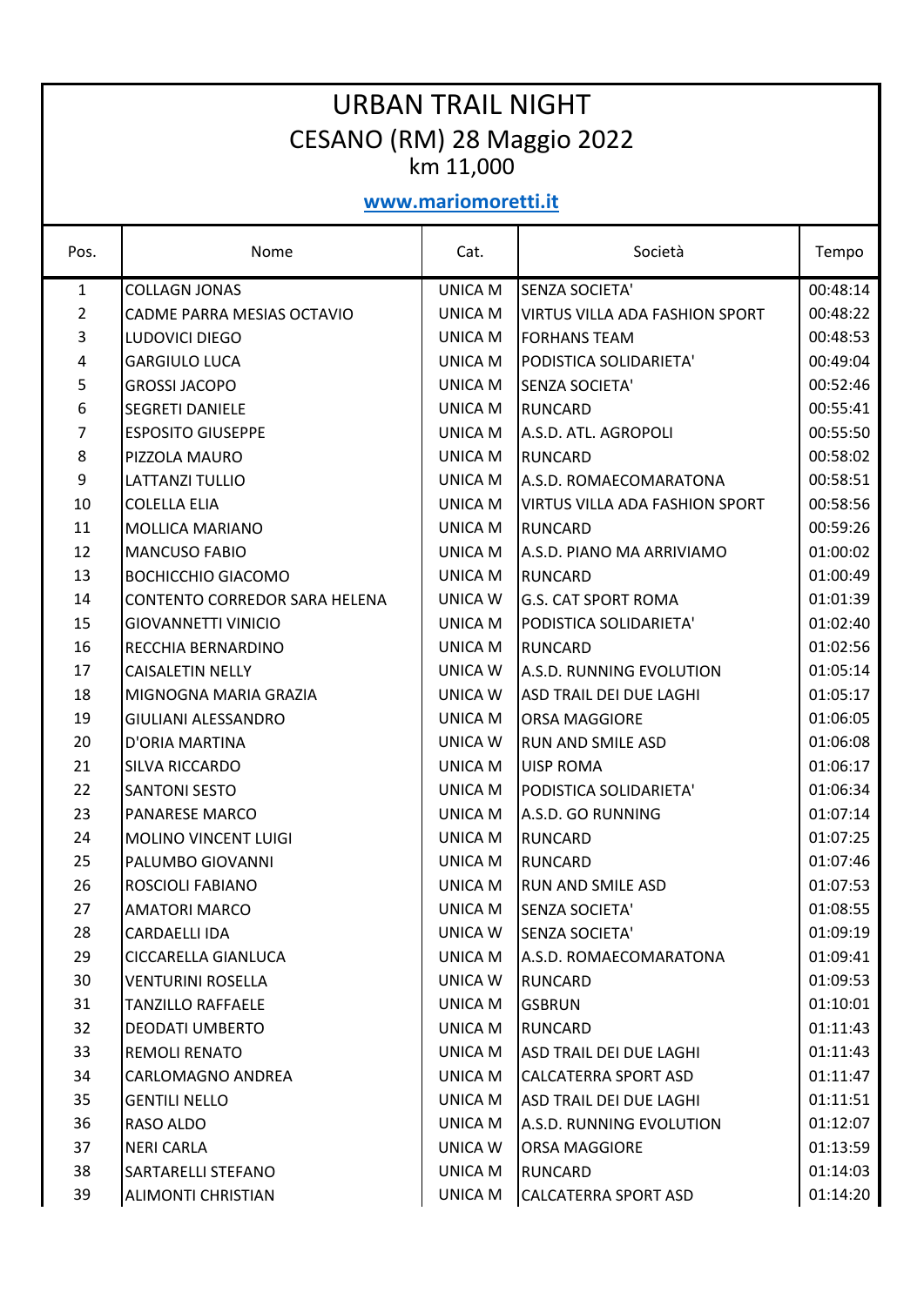# URBAN TRAIL NIGHT

## CESANO (RM) 28 Maggio 2022

km 11,000

**www.mariomoretti.it**

| Pos. | Nome | Cat. | Società | Tempo |
|---|---|---|---|---|
| 1 | COLLAGN JONAS | UNICA M | SENZA SOCIETA' | 00:48:14 |
| 2 | CADME PARRA MESIAS OCTAVIO | UNICA M | VIRTUS VILLA ADA FASHION SPORT | 00:48:22 |
| 3 | LUDOVICI DIEGO | UNICA M | FORHANS TEAM | 00:48:53 |
| 4 | GARGIULO LUCA | UNICA M | PODISTICA SOLIDARIETA' | 00:49:04 |
| 5 | GROSSI JACOPO | UNICA M | SENZA SOCIETA' | 00:52:46 |
| 6 | SEGRETI DANIELE | UNICA M | RUNCARD | 00:55:41 |
| 7 | ESPOSITO GIUSEPPE | UNICA M | A.S.D. ATL. AGROPOLI | 00:55:50 |
| 8 | PIZZOLA MAURO | UNICA M | RUNCARD | 00:58:02 |
| 9 | LATTANZI TULLIO | UNICA M | A.S.D. ROMAECOMARATONA | 00:58:51 |
| 10 | COLELLA ELIA | UNICA M | VIRTUS VILLA ADA FASHION SPORT | 00:58:56 |
| 11 | MOLLICA MARIANO | UNICA M | RUNCARD | 00:59:26 |
| 12 | MANCUSO FABIO | UNICA M | A.S.D. PIANO MA ARRIVIAMO | 01:00:02 |
| 13 | BOCHICCHIO GIACOMO | UNICA M | RUNCARD | 01:00:49 |
| 14 | CONTENTO CORREDOR SARA HELENA | UNICA W | G.S. CAT SPORT ROMA | 01:01:39 |
| 15 | GIOVANNETTI VINICIO | UNICA M | PODISTICA SOLIDARIETA' | 01:02:40 |
| 16 | RECCHIA BERNARDINO | UNICA M | RUNCARD | 01:02:56 |
| 17 | CAISALETIN NELLY | UNICA W | A.S.D. RUNNING EVOLUTION | 01:05:14 |
| 18 | MIGNOGNA MARIA GRAZIA | UNICA W | ASD TRAIL DEI DUE LAGHI | 01:05:17 |
| 19 | GIULIANI ALESSANDRO | UNICA M | ORSA MAGGIORE | 01:06:05 |
| 20 | D'ORIA MARTINA | UNICA W | RUN AND SMILE ASD | 01:06:08 |
| 21 | SILVA RICCARDO | UNICA M | UISP ROMA | 01:06:17 |
| 22 | SANTONI SESTO | UNICA M | PODISTICA SOLIDARIETA' | 01:06:34 |
| 23 | PANARESE MARCO | UNICA M | A.S.D. GO RUNNING | 01:07:14 |
| 24 | MOLINO VINCENT LUIGI | UNICA M | RUNCARD | 01:07:25 |
| 25 | PALUMBO GIOVANNI | UNICA M | RUNCARD | 01:07:46 |
| 26 | ROSCIOLI FABIANO | UNICA M | RUN AND SMILE ASD | 01:07:53 |
| 27 | AMATORI MARCO | UNICA M | SENZA SOCIETA' | 01:08:55 |
| 28 | CARDAELLI IDA | UNICA W | SENZA SOCIETA' | 01:09:19 |
| 29 | CICCARELLA GIANLUCA | UNICA M | A.S.D. ROMAECOMARATONA | 01:09:41 |
| 30 | VENTURINI ROSELLA | UNICA W | RUNCARD | 01:09:53 |
| 31 | TANZILLO RAFFAELE | UNICA M | GSBRUN | 01:10:01 |
| 32 | DEODATI UMBERTO | UNICA M | RUNCARD | 01:11:43 |
| 33 | REMOLI RENATO | UNICA M | ASD TRAIL DEI DUE LAGHI | 01:11:43 |
| 34 | CARLOMAGNO ANDREA | UNICA M | CALCATERRA SPORT ASD | 01:11:47 |
| 35 | GENTILI NELLO | UNICA M | ASD TRAIL DEI DUE LAGHI | 01:11:51 |
| 36 | RASO ALDO | UNICA M | A.S.D. RUNNING EVOLUTION | 01:12:07 |
| 37 | NERI CARLA | UNICA W | ORSA MAGGIORE | 01:13:59 |
| 38 | SARTARELLI STEFANO | UNICA M | RUNCARD | 01:14:03 |
| 39 | ALIMONTI CHRISTIAN | UNICA M | CALCATERRA SPORT ASD | 01:14:20 |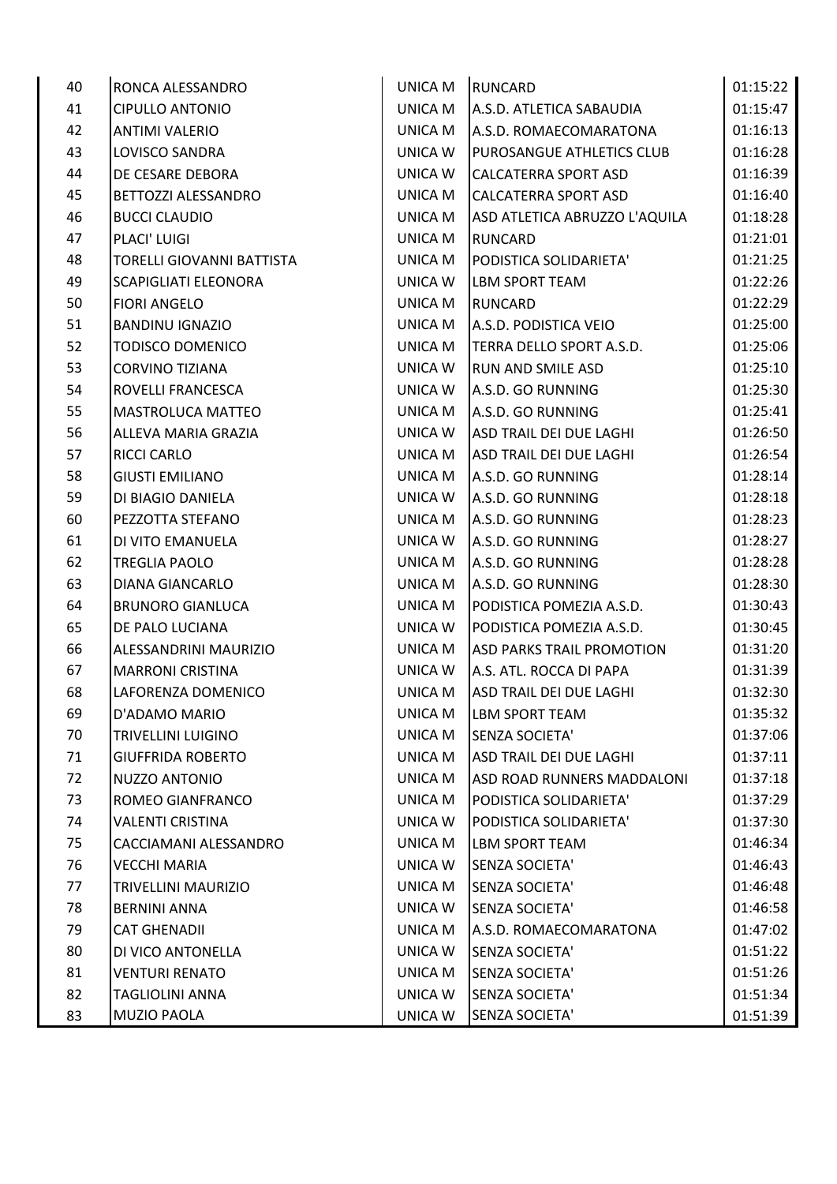| | | | | |
|---|---|---|---|---|
| 40 | RONCA ALESSANDRO | UNICA M | RUNCARD | 01:15:22 |
| 41 | CIPULLO ANTONIO | UNICA M | A.S.D. ATLETICA SABAUDIA | 01:15:47 |
| 42 | ANTIMI VALERIO | UNICA M | A.S.D. ROMAECOMARATONA | 01:16:13 |
| 43 | LOVISCO SANDRA | UNICA W | PUROSANGUE ATHLETICS CLUB | 01:16:28 |
| 44 | DE CESARE DEBORA | UNICA W | CALCATERRA SPORT ASD | 01:16:39 |
| 45 | BETTOZZI ALESSANDRO | UNICA M | CALCATERRA SPORT ASD | 01:16:40 |
| 46 | BUCCI CLAUDIO | UNICA M | ASD ATLETICA ABRUZZO L'AQUILA | 01:18:28 |
| 47 | PLACI' LUIGI | UNICA M | RUNCARD | 01:21:01 |
| 48 | TORELLI GIOVANNI BATTISTA | UNICA M | PODISTICA SOLIDARIETA' | 01:21:25 |
| 49 | SCAPIGLIATI ELEONORA | UNICA W | LBM SPORT TEAM | 01:22:26 |
| 50 | FIORI ANGELO | UNICA M | RUNCARD | 01:22:29 |
| 51 | BANDINU IGNAZIO | UNICA M | A.S.D. PODISTICA VEIO | 01:25:00 |
| 52 | TODISCO DOMENICO | UNICA M | TERRA DELLO SPORT A.S.D. | 01:25:06 |
| 53 | CORVINO TIZIANA | UNICA W | RUN AND SMILE ASD | 01:25:10 |
| 54 | ROVELLI FRANCESCA | UNICA W | A.S.D. GO RUNNING | 01:25:30 |
| 55 | MASTROLUCA MATTEO | UNICA M | A.S.D. GO RUNNING | 01:25:41 |
| 56 | ALLEVA MARIA GRAZIA | UNICA W | ASD TRAIL DEI DUE LAGHI | 01:26:50 |
| 57 | RICCI CARLO | UNICA M | ASD TRAIL DEI DUE LAGHI | 01:26:54 |
| 58 | GIUSTI EMILIANO | UNICA M | A.S.D. GO RUNNING | 01:28:14 |
| 59 | DI BIAGIO DANIELA | UNICA W | A.S.D. GO RUNNING | 01:28:18 |
| 60 | PEZZOTTA STEFANO | UNICA M | A.S.D. GO RUNNING | 01:28:23 |
| 61 | DI VITO EMANUELA | UNICA W | A.S.D. GO RUNNING | 01:28:27 |
| 62 | TREGLIA PAOLO | UNICA M | A.S.D. GO RUNNING | 01:28:28 |
| 63 | DIANA GIANCARLO | UNICA M | A.S.D. GO RUNNING | 01:28:30 |
| 64 | BRUNORO GIANLUCA | UNICA M | PODISTICA POMEZIA A.S.D. | 01:30:43 |
| 65 | DE PALO LUCIANA | UNICA W | PODISTICA POMEZIA A.S.D. | 01:30:45 |
| 66 | ALESSANDRINI MAURIZIO | UNICA M | ASD PARKS TRAIL PROMOTION | 01:31:20 |
| 67 | MARRONI CRISTINA | UNICA W | A.S. ATL. ROCCA DI PAPA | 01:31:39 |
| 68 | LAFORENZA DOMENICO | UNICA M | ASD TRAIL DEI DUE LAGHI | 01:32:30 |
| 69 | D'ADAMO MARIO | UNICA M | LBM SPORT TEAM | 01:35:32 |
| 70 | TRIVELLINI LUIGINO | UNICA M | SENZA SOCIETA' | 01:37:06 |
| 71 | GIUFFRIDA ROBERTO | UNICA M | ASD TRAIL DEI DUE LAGHI | 01:37:11 |
| 72 | NUZZO ANTONIO | UNICA M | ASD ROAD RUNNERS MADDALONI | 01:37:18 |
| 73 | ROMEO GIANFRANCO | UNICA M | PODISTICA SOLIDARIETA' | 01:37:29 |
| 74 | VALENTI CRISTINA | UNICA W | PODISTICA SOLIDARIETA' | 01:37:30 |
| 75 | CACCIAMANI ALESSANDRO | UNICA M | LBM SPORT TEAM | 01:46:34 |
| 76 | VECCHI MARIA | UNICA W | SENZA SOCIETA' | 01:46:43 |
| 77 | TRIVELLINI MAURIZIO | UNICA M | SENZA SOCIETA' | 01:46:48 |
| 78 | BERNINI ANNA | UNICA W | SENZA SOCIETA' | 01:46:58 |
| 79 | CAT GHENADII | UNICA M | A.S.D. ROMAECOMARATONA | 01:47:02 |
| 80 | DI VICO ANTONELLA | UNICA W | SENZA SOCIETA' | 01:51:22 |
| 81 | VENTURI RENATO | UNICA M | SENZA SOCIETA' | 01:51:26 |
| 82 | TAGLIOLINI ANNA | UNICA W | SENZA SOCIETA' | 01:51:34 |
| 83 | MUZIO PAOLA | UNICA W | SENZA SOCIETA' | 01:51:39 |